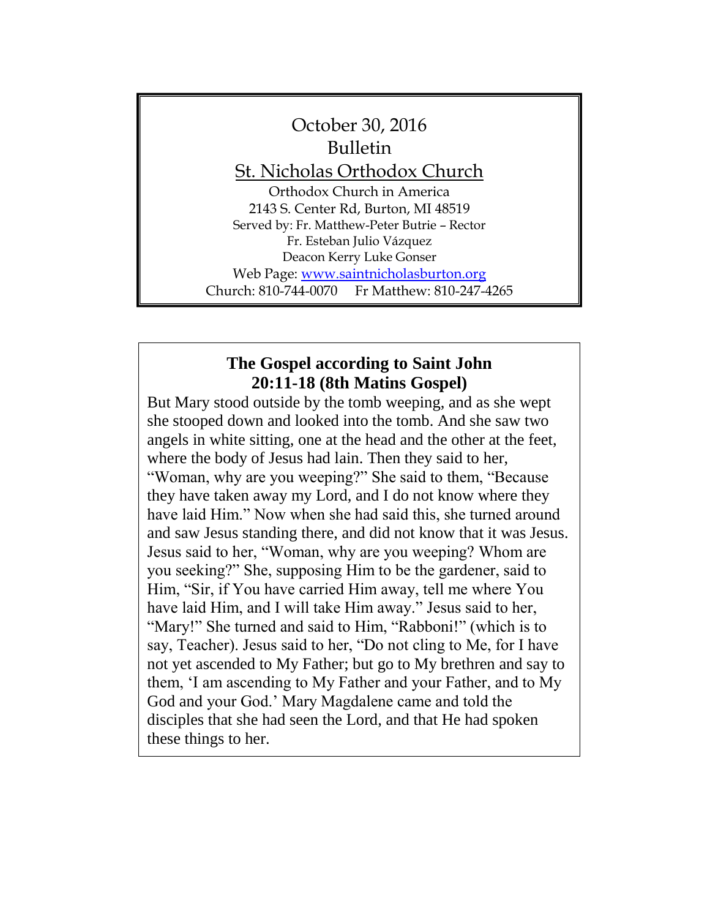October 30, 2016

Bulletin

# St. Nicholas Orthodox Church

Orthodox Church in America

2143 S. Center Rd, Burton, MI 48519

Served by: Fr. Matthew-Peter Butrie – Rector

Fr. Esteban Julio Vázquez

Deacon Kerry Luke Gonser

Web Page: [www.saintnicholasburton.org](http://www.saintnicholasburton.org)

Church: 810-744-0070     Fr Matthew: 810-247-4265

## The Gospel according to Saint John 20:11-18 (8th Matins Gospel)

But Mary stood outside by the tomb weeping, and as she wept she stooped down and looked into the tomb. And she saw two angels in white sitting, one at the head and the other at the feet, where the body of Jesus had lain. Then they said to her, "Woman, why are you weeping?" She said to them, "Because they have taken away my Lord, and I do not know where they have laid Him." Now when she had said this, she turned around and saw Jesus standing there, and did not know that it was Jesus. Jesus said to her, "Woman, why are you weeping? Whom are you seeking?" She, supposing Him to be the gardener, said to Him, "Sir, if You have carried Him away, tell me where You have laid Him, and I will take Him away." Jesus said to her, "Mary!" She turned and said to Him, "Rabboni!" (which is to say, Teacher). Jesus said to her, "Do not cling to Me, for I have not yet ascended to My Father; but go to My brethren and say to them, 'I am ascending to My Father and your Father, and to My God and your God.' Mary Magdalene came and told the disciples that she had seen the Lord, and that He had spoken these things to her.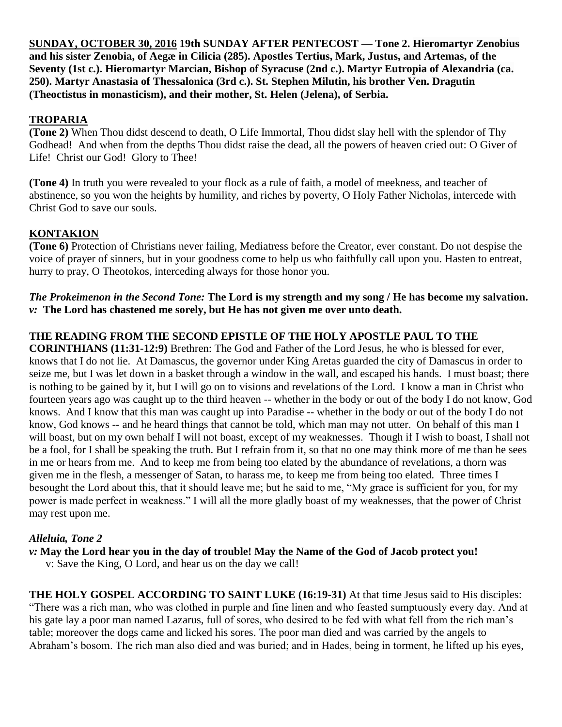**SUNDAY, OCTOBER 30, 2016 19th SUNDAY AFTER PENTECOST — Tone 2. Hieromartyr Zenobius and his sister Zenobia, of Aegæ in Cilicia (285). Apostles Tertius, Mark, Justus, and Artemas, of the Seventy (1st c.). Hieromartyr Marcian, Bishop of Syracuse (2nd c.). Martyr Eutropia of Alexandria (ca. 250). Martyr Anastasia of Thessalonica (3rd c.). St. Stephen Milutin, his brother Ven. Dragutin (Theoctistus in monasticism), and their mother, St. Helen (Jelena), of Serbia.**

## TROPARIA

**(Tone 2)** When Thou didst descend to death, O Life Immortal, Thou didst slay hell with the splendor of Thy Godhead! And when from the depths Thou didst raise the dead, all the powers of heaven cried out: O Giver of Life! Christ our God! Glory to Thee!

**(Tone 4)** In truth you were revealed to your flock as a rule of faith, a model of meekness, and teacher of abstinence, so you won the heights by humility, and riches by poverty, O Holy Father Nicholas, intercede with Christ God to save our souls.

## KONTAKION

**(Tone 6)** Protection of Christians never failing, Mediatress before the Creator, ever constant. Do not despise the voice of prayer of sinners, but in your goodness come to help us who faithfully call upon you. Hasten to entreat, hurry to pray, O Theotokos, interceding always for those honor you.

***The Prokeimenon in the Second Tone:*** **The Lord is my strength and my song / He has become my salvation.**
***v:*** **The Lord has chastened me sorely, but He has not given me over unto death.**

**THE READING FROM THE SECOND EPISTLE OF THE HOLY APOSTLE PAUL TO THE CORINTHIANS (11:31-12:9)** Brethren: The God and Father of the Lord Jesus, he who is blessed for ever, knows that I do not lie. At Damascus, the governor under King Aretas guarded the city of Damascus in order to seize me, but I was let down in a basket through a window in the wall, and escaped his hands. I must boast; there is nothing to be gained by it, but I will go on to visions and revelations of the Lord. I know a man in Christ who fourteen years ago was caught up to the third heaven -- whether in the body or out of the body I do not know, God knows. And I know that this man was caught up into Paradise -- whether in the body or out of the body I do not know, God knows -- and he heard things that cannot be told, which man may not utter. On behalf of this man I will boast, but on my own behalf I will not boast, except of my weaknesses. Though if I wish to boast, I shall not be a fool, for I shall be speaking the truth. But I refrain from it, so that no one may think more of me than he sees in me or hears from me. And to keep me from being too elated by the abundance of revelations, a thorn was given me in the flesh, a messenger of Satan, to harass me, to keep me from being too elated. Three times I besought the Lord about this, that it should leave me; but he said to me, "My grace is sufficient for you, for my power is made perfect in weakness." I will all the more gladly boast of my weaknesses, that the power of Christ may rest upon me.

***Alleluia, Tone 2***
***v:*** **May the Lord hear you in the day of trouble! May the Name of the God of Jacob protect you!**
v: Save the King, O Lord, and hear us on the day we call!

**THE HOLY GOSPEL ACCORDING TO SAINT LUKE (16:19-31)** At that time Jesus said to His disciples: "There was a rich man, who was clothed in purple and fine linen and who feasted sumptuously every day. And at his gate lay a poor man named Lazarus, full of sores, who desired to be fed with what fell from the rich man's table; moreover the dogs came and licked his sores. The poor man died and was carried by the angels to Abraham's bosom. The rich man also died and was buried; and in Hades, being in torment, he lifted up his eyes,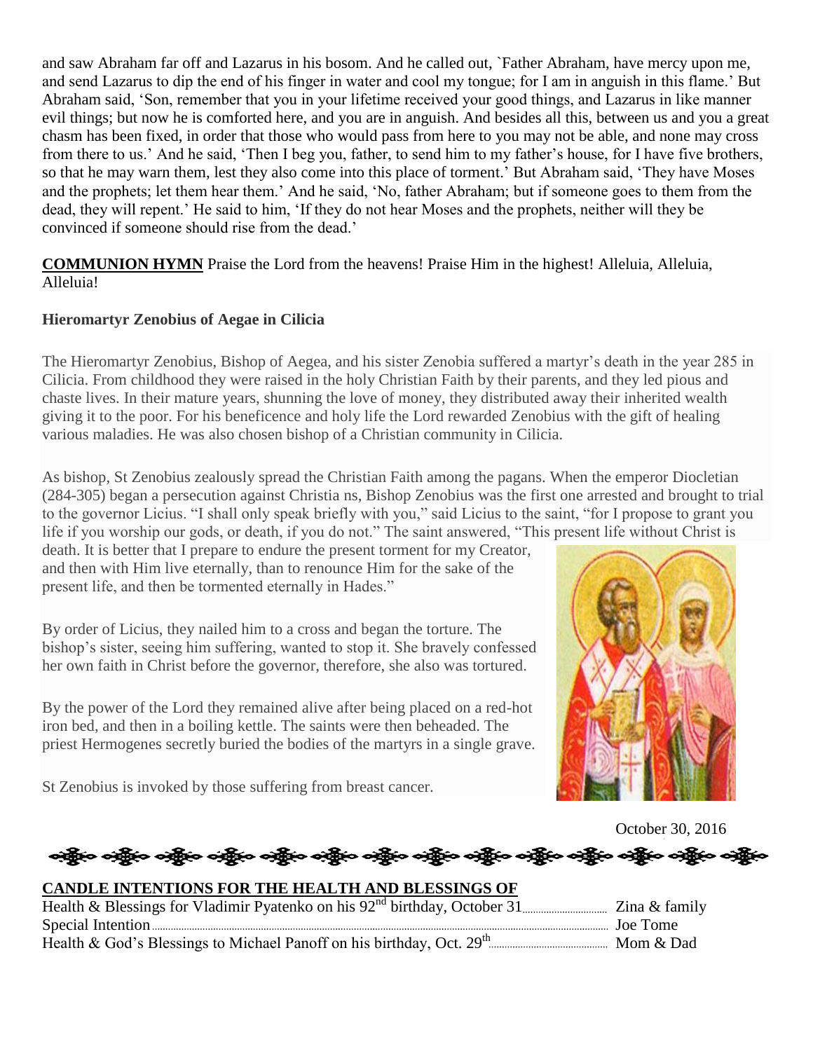and saw Abraham far off and Lazarus in his bosom. And he called out, `Father Abraham, have mercy upon me, and send Lazarus to dip the end of his finger in water and cool my tongue; for I am in anguish in this flame.' But Abraham said, 'Son, remember that you in your lifetime received your good things, and Lazarus in like manner evil things; but now he is comforted here, and you are in anguish. And besides all this, between us and you a great chasm has been fixed, in order that those who would pass from here to you may not be able, and none may cross from there to us.' And he said, 'Then I beg you, father, to send him to my father's house, for I have five brothers, so that he may warn them, lest they also come into this place of torment.' But Abraham said, 'They have Moses and the prophets; let them hear them.' And he said, 'No, father Abraham; but if someone goes to them from the dead, they will repent.' He said to him, 'If they do not hear Moses and the prophets, neither will they be convinced if someone should rise from the dead.'

**COMMUNION HYMN** Praise the Lord from the heavens! Praise Him in the highest! Alleluia, Alleluia, Alleluia!

**Hieromartyr Zenobius of Aegae in Cilicia**

The Hieromartyr Zenobius, Bishop of Aegea, and his sister Zenobia suffered a martyr's death in the year 285 in Cilicia. From childhood they were raised in the holy Christian Faith by their parents, and they led pious and chaste lives. In their mature years, shunning the love of money, they distributed away their inherited wealth giving it to the poor. For his beneficence and holy life the Lord rewarded Zenobius with the gift of healing various maladies. He was also chosen bishop of a Christian community in Cilicia.

As bishop, St Zenobius zealously spread the Christian Faith among the pagans. When the emperor Diocletian (284-305) began a persecution against Christia ns, Bishop Zenobius was the first one arrested and brought to trial to the governor Licius. "I shall only speak briefly with you," said Licius to the saint, "for I propose to grant you life if you worship our gods, or death, if you do not." The saint answered, "This present life without Christ is death. It is better that I prepare to endure the present torment for my Creator, and then with Him live eternally, than to renounce Him for the sake of the present life, and then be tormented eternally in Hades."

By order of Licius, they nailed him to a cross and began the torture. The bishop's sister, seeing him suffering, wanted to stop it. She bravely confessed her own faith in Christ before the governor, therefore, she also was tortured.

By the power of the Lord they remained alive after being placed on a red-hot iron bed, and then in a boiling kettle. The saints were then beheaded. The priest Hermogenes secretly buried the bodies of the martyrs in a single grave.

St Zenobius is invoked by those suffering from breast cancer.

October 30, 2016

**CANDLE INTENTIONS FOR THE HEALTH AND BLESSINGS OF**

Health & Blessings for Vladimir Pyatenko on his 92nd birthday, October 31 ........ Zina & family
Special Intention ........ Joe Tome
Health & God's Blessings to Michael Panoff on his birthday, Oct. 29th ........ Mom & Dad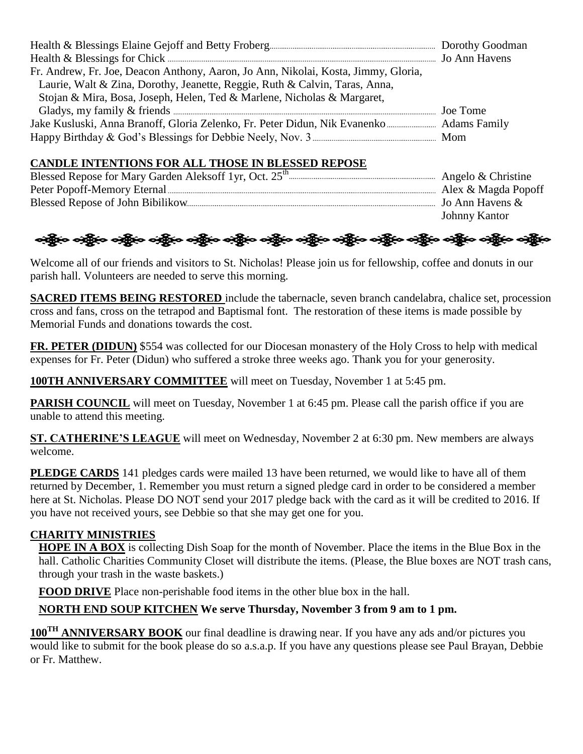Health & Blessings Elaine Gejoff and Betty Froberg ..... Dorothy Goodman
Health & Blessings for Chick ..... Jo Ann Havens
Fr. Andrew, Fr. Joe, Deacon Anthony, Aaron, Jo Ann, Nikolai, Kosta, Jimmy, Gloria, Laurie, Walt & Zina, Dorothy, Jeanette, Reggie, Ruth & Calvin, Taras, Anna, Stojan & Mira, Bosa, Joseph, Helen, Ted & Marlene, Nicholas & Margaret, Gladys, my family & friends ..... Joe Tome
Jake Kusluski, Anna Branoff, Gloria Zelenko, Fr. Peter Didun, Nik Evanenko ..... Adams Family
Happy Birthday & God's Blessings for Debbie Neely, Nov. 3 ..... Mom

## CANDLE INTENTIONS FOR ALL THOSE IN BLESSED REPOSE

Blessed Repose for Mary Garden Aleksoff 1yr, Oct. 25th ..... Angelo & Christine
Peter Popoff-Memory Eternal ..... Alex & Magda Popoff
Blessed Repose of John Bibilikow ..... Jo Ann Havens & Johnny Kantor

Welcome all of our friends and visitors to St. Nicholas! Please join us for fellowship, coffee and donuts in our parish hall. Volunteers are needed to serve this morning.

**SACRED ITEMS BEING RESTORED** include the tabernacle, seven branch candelabra, chalice set, procession cross and fans, cross on the tetrapod and Baptismal font. The restoration of these items is made possible by Memorial Funds and donations towards the cost.

**FR. PETER (DIDUN)** $554 was collected for our Diocesan monastery of the Holy Cross to help with medical expenses for Fr. Peter (Didun) who suffered a stroke three weeks ago. Thank you for your generosity.

**100TH ANNIVERSARY COMMITTEE** will meet on Tuesday, November 1 at 5:45 pm.

**PARISH COUNCIL** will meet on Tuesday, November 1 at 6:45 pm. Please call the parish office if you are unable to attend this meeting.

**ST. CATHERINE'S LEAGUE** will meet on Wednesday, November 2 at 6:30 pm. New members are always welcome.

**PLEDGE CARDS** 141 pledges cards were mailed 13 have been returned, we would like to have all of them returned by December, 1. Remember you must return a signed pledge card in order to be considered a member here at St. Nicholas. Please DO NOT send your 2017 pledge back with the card as it will be credited to 2016. If you have not received yours, see Debbie so that she may get one for you.

## CHARITY MINISTRIES

**HOPE IN A BOX** is collecting Dish Soap for the month of November. Place the items in the Blue Box in the hall. Catholic Charities Community Closet will distribute the items. (Please, the Blue boxes are NOT trash cans, through your trash in the waste baskets.)

**FOOD DRIVE** Place non-perishable food items in the other blue box in the hall.

**NORTH END SOUP KITCHEN We serve Thursday, November 3 from 9 am to 1 pm.**

**100TH ANNIVERSARY BOOK** our final deadline is drawing near. If you have any ads and/or pictures you would like to submit for the book please do so a.s.a.p. If you have any questions please see Paul Brayan, Debbie or Fr. Matthew.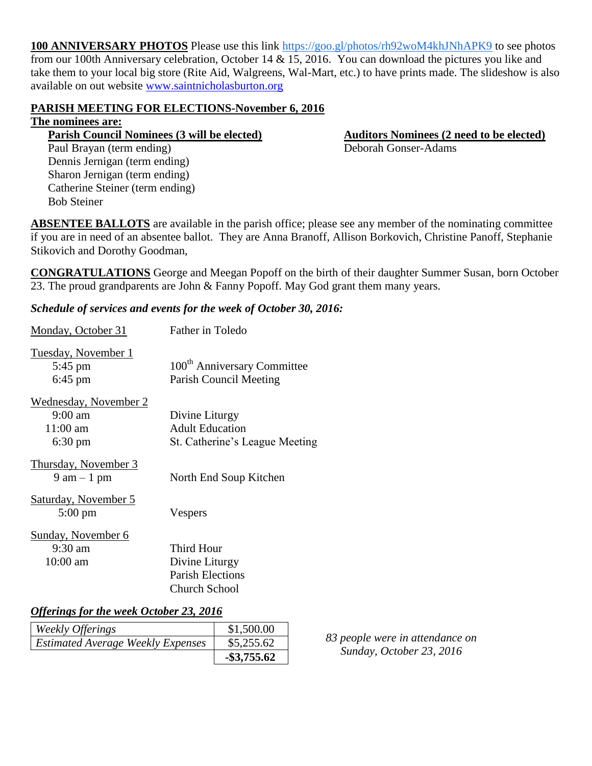**100 ANNIVERSARY PHOTOS** Please use this link https://goo.gl/photos/rh92woM4khJNhAPK9 to see photos from our 100th Anniversary celebration, October 14 & 15, 2016. You can download the pictures you like and take them to your local big store (Rite Aid, Walgreens, Wal-Mart, etc.) to have prints made. The slideshow is also available on out website www.saintnicholasburton.org

**PARISH MEETING FOR ELECTIONS-November 6, 2016**

**The nominees are:**

**Parish Council Nominees (3 will be elected)**

Paul Brayan (term ending)
Dennis Jernigan (term ending)
Sharon Jernigan (term ending)
Catherine Steiner (term ending)
Bob Steiner

**Auditors Nominees (2 need to be elected)**

Deborah Gonser-Adams

**ABSENTEE BALLOTS** are available in the parish office; please see any member of the nominating committee if you are in need of an absentee ballot. They are Anna Branoff, Allison Borkovich, Christine Panoff, Stephanie Stikovich and Dorothy Goodman,

**CONGRATULATIONS** George and Meegan Popoff on the birth of their daughter Summer Susan, born October 23. The proud grandparents are John & Fanny Popoff. May God grant them many years.

***Schedule of services and events for the week of October 30, 2016:***

Monday, October 31 — Father in Toledo

Tuesday, November 1
- 5:45 pm — 100th Anniversary Committee
- 6:45 pm — Parish Council Meeting

Wednesday, November 2
- 9:00 am — Divine Liturgy
- 11:00 am — Adult Education
- 6:30 pm — St. Catherine's League Meeting

Thursday, November 3
- 9 am – 1 pm — North End Soup Kitchen

Saturday, November 5
- 5:00 pm — Vespers

Sunday, November 6
- 9:30 am — Third Hour
- 10:00 am — Divine Liturgy
- Parish Elections
- Church School

***Offerings for the week October 23, 2016***

| | |
|---|---|
| *Weekly Offerings* | $1,500.00 |
| *Estimated Average Weekly Expenses* | $5,255.62 |
| | **-$3,755.62** |

*83 people were in attendance on Sunday, October 23, 2016*